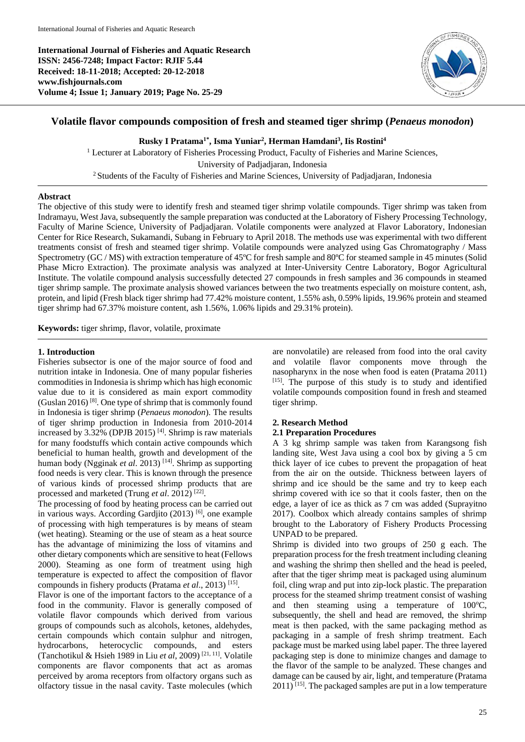**International Journal of Fisheries and Aquatic Research**
**ISSN: 2456-7248; Impact Factor: RJIF 5.44**
**Received: 18-11-2018; Accepted: 20-12-2018**
**www.fishjournals.com**

# Volatile flavor compounds composition of fresh and steamed tiger shrimp (*Penaeus monodon*)

**Rusky I Pratama[1*], Isma Yuniar[2], Herman Hamdani[3], Iis Rostini[4]**

[1] Lecturer at Laboratory of Fisheries Processing Product, Faculty of Fisheries and Marine Sciences, University of Padjadjaran, Indonesia

[2] Students of the Faculty of Fisheries and Marine Sciences, University of Padjadjaran, Indonesia

## Abstract

The objective of this study were to identify fresh and steamed tiger shrimp volatile compounds. Tiger shrimp was taken from Indramayu, West Java, subsequently the sample preparation was conducted at the Laboratory of Fishery Processing Technology, Faculty of Marine Science, University of Padjadjaran. Volatile components were analyzed at Flavor Laboratory, Indonesian Center for Rice Research, Sukamandi, Subang in February to April 2018. The methods use was experimental with two different treatments consist of fresh and steamed tiger shrimp. Volatile compounds were analyzed using Gas Chromatography / Mass Spectrometry (GC / MS) with extraction temperature of 45ºC for fresh sample and 80ºC for steamed sample in 45 minutes (Solid Phase Micro Extraction). The proximate analysis was analyzed at Inter-University Centre Laboratory, Bogor Agricultural Institute. The volatile compound analysis successfully detected 27 compounds in fresh samples and 36 compounds in steamed tiger shrimp sample. The proximate analysis showed variances between the two treatments especially on moisture content, ash, protein, and lipid (Fresh black tiger shrimp had 77.42% moisture content, 1.55% ash, 0.59% lipids, 19.96% protein and steamed tiger shrimp had 67.37% moisture content, ash 1.56%, 1.06% lipids and 29.31% protein).

**Keywords:** tiger shrimp, flavor, volatile, proximate

## 1. Introduction

Fisheries subsector is one of the major source of food and nutrition intake in Indonesia. One of many popular fisheries commodities in Indonesia is shrimp which has high economic value due to it is considered as main export commodity (Guslan 2016) [8]. One type of shrimp that is commonly found in Indonesia is tiger shrimp (*Penaeus monodon*). The results of tiger shrimp production in Indonesia from 2010-2014 increased by 3.32% (DPJB 2015) [4]. Shrimp is raw materials for many foodstuffs which contain active compounds which beneficial to human health, growth and development of the human body (Ngginak *et al*. 2013) [14]. Shrimp as supporting food needs is very clear. This is known through the presence of various kinds of processed shrimp products that are processed and marketed (Trung *et al*. 2012) [22].

The processing of food by heating process can be carried out in various ways. According Gardjito (2013) [6], one example of processing with high temperatures is by means of steam (wet heating). Steaming or the use of steam as a heat source has the advantage of minimizing the loss of vitamins and other dietary components which are sensitive to heat (Fellows 2000). Steaming as one form of treatment using high temperature is expected to affect the composition of flavor compounds in fishery products (Pratama *et al*., 2013) [15].

Flavor is one of the important factors to the acceptance of a food in the community. Flavor is generally composed of volatile flavor compounds which derived from various groups of compounds such as alcohols, ketones, aldehydes, certain compounds which contain sulphur and nitrogen, hydrocarbons, heterocyclic compounds, and esters (Tanchotikul & Hsieh 1989 in Liu *et al*, 2009) [21, 11]. Volatile components are flavor components that act as aromas perceived by aroma receptors from olfactory organs such as olfactory tissue in the nasal cavity. Taste molecules (which are nonvolatile) are released from food into the oral cavity and volatile flavor components move through the nasopharynx in the nose when food is eaten (Pratama 2011) [15]. The purpose of this study is to study and identified volatile compounds composition found in fresh and steamed tiger shrimp.

## 2. Research Method

### 2.1 Preparation Procedures

A 3 kg shrimp sample was taken from Karangsong fish landing site, West Java using a cool box by giving a 5 cm thick layer of ice cubes to prevent the propagation of heat from the air on the outside. Thickness between layers of shrimp and ice should be the same and try to keep each shrimp covered with ice so that it cools faster, then on the edge, a layer of ice as thick as 7 cm was added (Suprayitno 2017). Coolbox which already contains samples of shrimp brought to the Laboratory of Fishery Products Processing UNPAD to be prepared.

Shrimp is divided into two groups of 250 g each. The preparation process for the fresh treatment including cleaning and washing the shrimp then shelled and the head is peeled, after that the tiger shrimp meat is packaged using aluminum foil, cling wrap and put into zip-lock plastic. The preparation process for the steamed shrimp treatment consist of washing and then steaming using a temperature of 100°C, subsequently, the shell and head are removed, the shrimp meat is then packed, with the same packaging method as packaging in a sample of fresh shrimp treatment. Each package must be marked using label paper. The three layered packaging step is done to minimize changes and damage to the flavor of the sample to be analyzed. These changes and damage can be caused by air, light, and temperature (Pratama 2011) [15]. The packaged samples are put in a low temperature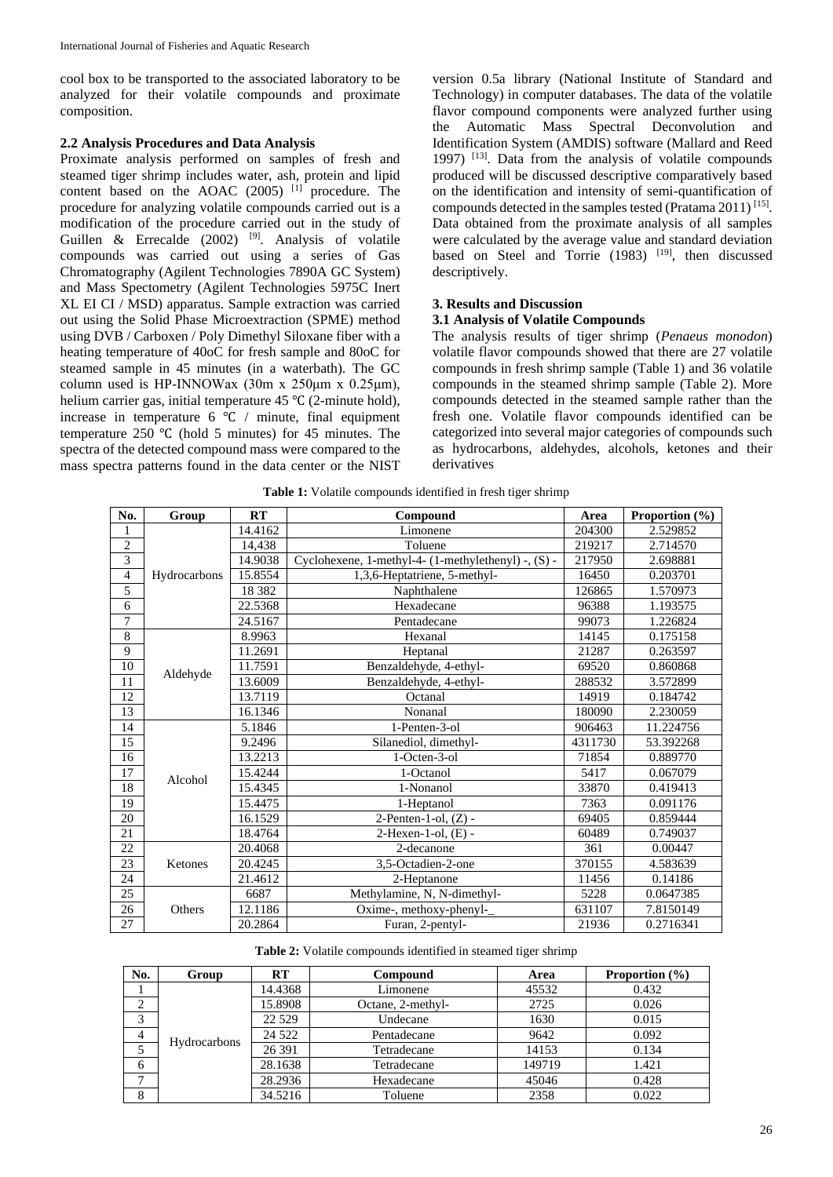cool box to be transported to the associated laboratory to be analyzed for their volatile compounds and proximate composition.

### 2.2 Analysis Procedures and Data Analysis

Proximate analysis performed on samples of fresh and steamed tiger shrimp includes water, ash, protein and lipid content based on the AOAC (2005) [1] procedure. The procedure for analyzing volatile compounds carried out is a modification of the procedure carried out in the study of Guillen & Errecalde (2002) [9]. Analysis of volatile compounds was carried out using a series of Gas Chromatography (Agilent Technologies 7890A GC System) and Mass Spectometry (Agilent Technologies 5975C Inert XL EI CI / MSD) apparatus. Sample extraction was carried out using the Solid Phase Microextraction (SPME) method using DVB / Carboxen / Poly Dimethyl Siloxane fiber with a heating temperature of 40oC for fresh sample and 80oC for steamed sample in 45 minutes (in a waterbath). The GC column used is HP-INNOWax (30m x 250μm x 0.25μm), helium carrier gas, initial temperature 45 ℃ (2-minute hold), increase in temperature 6 ℃ / minute, final equipment temperature 250 ℃ (hold 5 minutes) for 45 minutes. The spectra of the detected compound mass were compared to the mass spectra patterns found in the data center or the NIST version 0.5a library (National Institute of Standard and Technology) in computer databases. The data of the volatile flavor compound components were analyzed further using the Automatic Mass Spectral Deconvolution and Identification System (AMDIS) software (Mallard and Reed 1997) [13]. Data from the analysis of volatile compounds produced will be discussed descriptive comparatively based on the identification and intensity of semi-quantification of compounds detected in the samples tested (Pratama 2011) [15]. Data obtained from the proximate analysis of all samples were calculated by the average value and standard deviation based on Steel and Torrie (1983) [19], then discussed descriptively.

## 3. Results and Discussion

### 3.1 Analysis of Volatile Compounds

The analysis results of tiger shrimp (*Penaeus monodon*) volatile flavor compounds showed that there are 27 volatile compounds in fresh shrimp sample (Table 1) and 36 volatile compounds in the steamed shrimp sample (Table 2). More compounds detected in the steamed sample rather than the fresh one. Volatile flavor compounds identified can be categorized into several major categories of compounds such as hydrocarbons, aldehydes, alcohols, ketones and their derivatives

**Table 1:** Volatile compounds identified in fresh tiger shrimp

| No. | Group | RT | Compound | Area | Proportion (%) |
|---|---|---|---|---|---|
| 1 | Hydrocarbons | 14.4162 | Limonene | 204300 | 2.529852 |
| 2 | | 14,438 | Toluene | 219217 | 2.714570 |
| 3 | | 14.9038 | Cyclohexene, 1-methyl-4- (1-methylethenyl) -, (S) - | 217950 | 2.698881 |
| 4 | | 15.8554 | 1,3,6-Heptatriene, 5-methyl- | 16450 | 0.203701 |
| 5 | | 18 382 | Naphthalene | 126865 | 1.570973 |
| 6 | | 22.5368 | Hexadecane | 96388 | 1.193575 |
| 7 | | 24.5167 | Pentadecane | 99073 | 1.226824 |
| 8 | Aldehyde | 8.9963 | Hexanal | 14145 | 0.175158 |
| 9 | | 11.2691 | Heptanal | 21287 | 0.263597 |
| 10 | | 11.7591 | Benzaldehyde, 4-ethyl- | 69520 | 0.860868 |
| 11 | | 13.6009 | Benzaldehyde, 4-ethyl- | 288532 | 3.572899 |
| 12 | | 13.7119 | Octanal | 14919 | 0.184742 |
| 13 | | 16.1346 | Nonanal | 180090 | 2.230059 |
| 14 | Alcohol | 5.1846 | 1-Penten-3-ol | 906463 | 11.224756 |
| 15 | | 9.2496 | Silanediol, dimethyl- | 4311730 | 53.392268 |
| 16 | | 13.2213 | 1-Octen-3-ol | 71854 | 0.889770 |
| 17 | | 15.4244 | 1-Octanol | 5417 | 0.067079 |
| 18 | | 15.4345 | 1-Nonanol | 33870 | 0.419413 |
| 19 | | 15.4475 | 1-Heptanol | 7363 | 0.091176 |
| 20 | | 16.1529 | 2-Penten-1-ol, (Z) - | 69405 | 0.859444 |
| 21 | | 18.4764 | 2-Hexen-1-ol, (E) - | 60489 | 0.749037 |
| 22 | Ketones | 20.4068 | 2-decanone | 361 | 0.00447 |
| 23 | | 20.4245 | 3,5-Octadien-2-one | 370155 | 4.583639 |
| 24 | | 21.4612 | 2-Heptanone | 11456 | 0.14186 |
| 25 | Others | 6687 | Methylamine, N, N-dimethyl- | 5228 | 0.0647385 |
| 26 | | 12.1186 | Oxime-, methoxy-phenyl-_ | 631107 | 7.8150149 |
| 27 | | 20.2864 | Furan, 2-pentyl- | 21936 | 0.2716341 |

**Table 2:** Volatile compounds identified in steamed tiger shrimp

| No. | Group | RT | Compound | Area | Proportion (%) |
|---|---|---|---|---|---|
| 1 | Hydrocarbons | 14.4368 | Limonene | 45532 | 0.432 |
| 2 | | 15.8908 | Octane, 2-methyl- | 2725 | 0.026 |
| 3 | | 22 529 | Undecane | 1630 | 0.015 |
| 4 | | 24 522 | Pentadecane | 9642 | 0.092 |
| 5 | | 26 391 | Tetradecane | 14153 | 0.134 |
| 6 | | 28.1638 | Tetradecane | 149719 | 1.421 |
| 7 | | 28.2936 | Hexadecane | 45046 | 0.428 |
| 8 | | 34.5216 | Toluene | 2358 | 0.022 |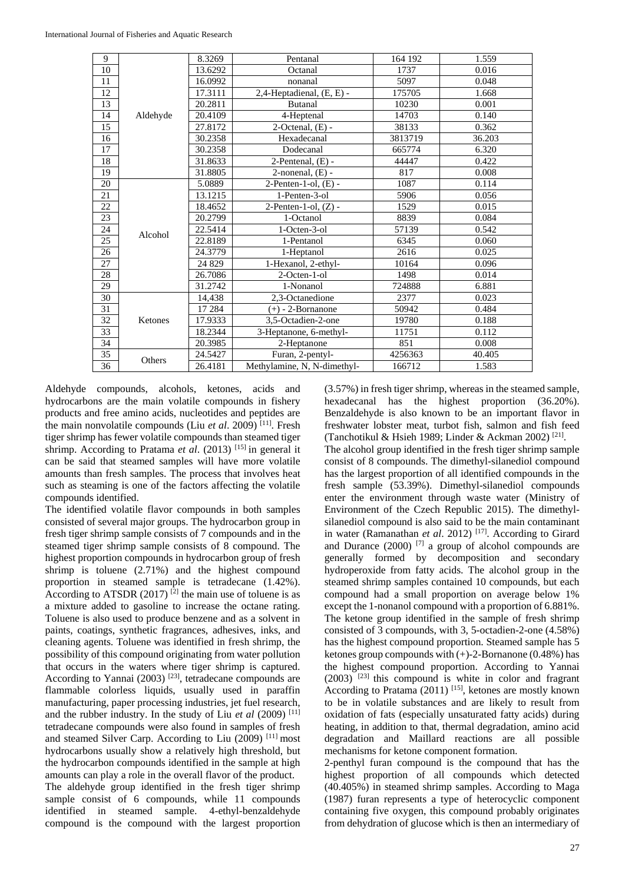| 9 | Aldehyde | 8.3269 | Pentanal | 164 192 | 1.559 |
|---|---|---|---|---|---|
| 10 | | 13.6292 | Octanal | 1737 | 0.016 |
| 11 | | 16.0992 | nonanal | 5097 | 0.048 |
| 12 | | 17.3111 | 2,4-Heptadienal, (E, E) - | 175705 | 1.668 |
| 13 | | 20.2811 | Butanal | 10230 | 0.001 |
| 14 | | 20.4109 | 4-Heptenal | 14703 | 0.140 |
| 15 | | 27.8172 | 2-Octenal, (E) - | 38133 | 0.362 |
| 16 | | 30.2358 | Hexadecanal | 3813719 | 36.203 |
| 17 | | 30.2358 | Dodecanal | 665774 | 6.320 |
| 18 | | 31.8633 | 2-Pentenal, (E) - | 44447 | 0.422 |
| 19 | | 31.8805 | 2-nonenal, (E) - | 817 | 0.008 |
| 20 | Alcohol | 5.0889 | 2-Penten-1-ol, (E) - | 1087 | 0.114 |
| 21 | | 13.1215 | 1-Penten-3-ol | 5906 | 0.056 |
| 22 | | 18.4652 | 2-Penten-1-ol, (Z) - | 1529 | 0.015 |
| 23 | | 20.2799 | 1-Octanol | 8839 | 0.084 |
| 24 | | 22.5414 | 1-Octen-3-ol | 57139 | 0.542 |
| 25 | | 22.8189 | 1-Pentanol | 6345 | 0.060 |
| 26 | | 24.3779 | 1-Heptanol | 2616 | 0.025 |
| 27 | | 24 829 | 1-Hexanol, 2-ethyl- | 10164 | 0.096 |
| 28 | | 26.7086 | 2-Octen-1-ol | 1498 | 0.014 |
| 29 | | 31.2742 | 1-Nonanol | 724888 | 6.881 |
| 30 | Ketones | 14,438 | 2,3-Octanedione | 2377 | 0.023 |
| 31 | | 17 284 | (+) - 2-Bornanone | 50942 | 0.484 |
| 32 | | 17.9333 | 3,5-Octadien-2-one | 19780 | 0.188 |
| 33 | | 18.2344 | 3-Heptanone, 6-methyl- | 11751 | 0.112 |
| 34 | | 20.3985 | 2-Heptanone | 851 | 0.008 |
| 35 | Others | 24.5427 | Furan, 2-pentyl- | 4256363 | 40.405 |
| 36 | | 26.4181 | Methylamine, N, N-dimethyl- | 166712 | 1.583 |

Aldehyde compounds, alcohols, ketones, acids and hydrocarbons are the main volatile compounds in fishery products and free amino acids, nucleotides and peptides are the main nonvolatile compounds (Liu *et al*. 2009) [11]. Fresh tiger shrimp has fewer volatile compounds than steamed tiger shrimp. According to Pratama *et al*. (2013) [15] in general it can be said that steamed samples will have more volatile amounts than fresh samples. The process that involves heat such as steaming is one of the factors affecting the volatile compounds identified.

The identified volatile flavor compounds in both samples consisted of several major groups. The hydrocarbon group in fresh tiger shrimp sample consists of 7 compounds and in the steamed tiger shrimp sample consists of 8 compound. The highest proportion compounds in hydrocarbon group of fresh shrimp is toluene (2.71%) and the highest compound proportion in steamed sample is tetradecane (1.42%). According to ATSDR (2017) [2] the main use of toluene is as a mixture added to gasoline to increase the octane rating. Toluene is also used to produce benzene and as a solvent in paints, coatings, synthetic fragrances, adhesives, inks, and cleaning agents. Toluene was identified in fresh shrimp, the possibility of this compound originating from water pollution that occurs in the waters where tiger shrimp is captured. According to Yannai (2003) [23], tetradecane compounds are flammable colorless liquids, usually used in paraffin manufacturing, paper processing industries, jet fuel research, and the rubber industry. In the study of Liu *et al* (2009) [11] tetradecane compounds were also found in samples of fresh and steamed Silver Carp. According to Liu (2009) [11] most hydrocarbons usually show a relatively high threshold, but the hydrocarbon compounds identified in the sample at high amounts can play a role in the overall flavor of the product.

The aldehyde group identified in the fresh tiger shrimp sample consist of 6 compounds, while 11 compounds identified in steamed sample. 4-ethyl-benzaldehyde compound is the compound with the largest proportion (3.57%) in fresh tiger shrimp, whereas in the steamed sample, hexadecanal has the highest proportion (36.20%). Benzaldehyde is also known to be an important flavor in freshwater lobster meat, turbot fish, salmon and fish feed (Tanchotikul & Hsieh 1989; Linder & Ackman 2002) [21].

The alcohol group identified in the fresh tiger shrimp sample consist of 8 compounds. The dimethyl-silanediol compound has the largest proportion of all identified compounds in the fresh sample (53.39%). Dimethyl-silanediol compounds enter the environment through waste water (Ministry of Environment of the Czech Republic 2015). The dimethyl-silanediol compound is also said to be the main contaminant in water (Ramanathan *et al*. 2012) [17]. According to Girard and Durance (2000) [7] a group of alcohol compounds are generally formed by decomposition and secondary hydroperoxide from fatty acids. The alcohol group in the steamed shrimp samples contained 10 compounds, but each compound had a small proportion on average below 1% except the 1-nonanol compound with a proportion of 6.881%.

The ketone group identified in the sample of fresh shrimp consisted of 3 compounds, with 3, 5-octadien-2-one (4.58%) has the highest compound proportion. Steamed sample has 5 ketones group compounds with (+)-2-Bornanone (0.48%) has the highest compound proportion. According to Yannai (2003) [23] this compound is white in color and fragrant According to Pratama (2011) [15], ketones are mostly known to be in volatile substances and are likely to result from oxidation of fats (especially unsaturated fatty acids) during heating, in addition to that, thermal degradation, amino acid degradation and Maillard reactions are all possible mechanisms for ketone component formation.

2-penthyl furan compound is the compound that has the highest proportion of all compounds which detected (40.405%) in steamed shrimp samples. According to Maga (1987) furan represents a type of heterocyclic component containing five oxygen, this compound probably originates from dehydration of glucose which is then an intermediary of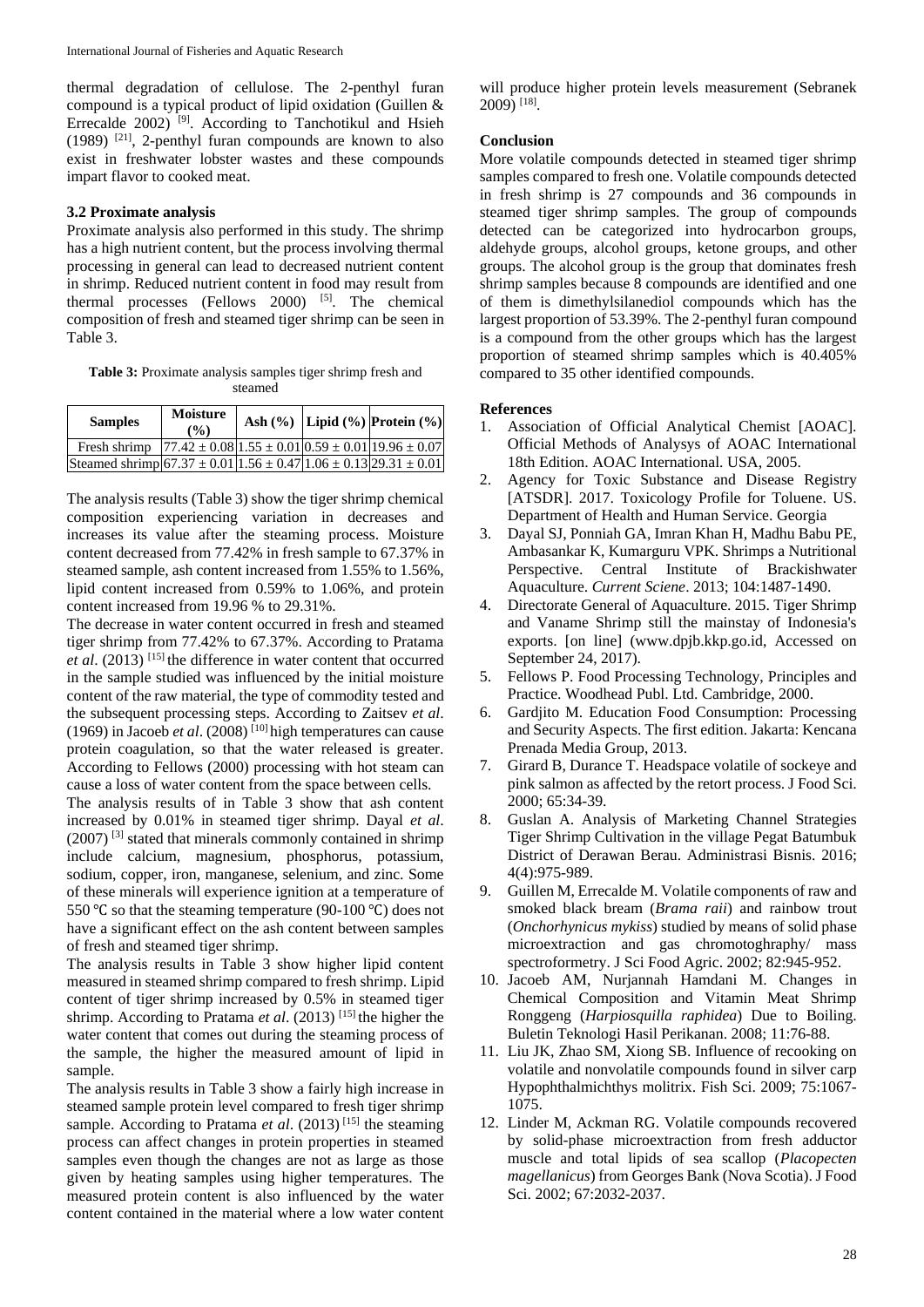thermal degradation of cellulose. The 2-penthyl furan compound is a typical product of lipid oxidation (Guillen & Errecalde 2002) [9]. According to Tanchotikul and Hsieh (1989) [21], 2-penthyl furan compounds are known to also exist in freshwater lobster wastes and these compounds impart flavor to cooked meat.

### 3.2 Proximate analysis

Proximate analysis also performed in this study. The shrimp has a high nutrient content, but the process involving thermal processing in general can lead to decreased nutrient content in shrimp. Reduced nutrient content in food may result from thermal processes (Fellows 2000) [5]. The chemical composition of fresh and steamed tiger shrimp can be seen in Table 3.

**Table 3:** Proximate analysis samples tiger shrimp fresh and steamed

| Samples | Moisture (%) | Ash (%) | Lipid (%) | Protein (%) |
|---|---|---|---|---|
| Fresh shrimp | 77.42 ± 0.08 | 1.55 ± 0.01 | 0.59 ± 0.01 | 19.96 ± 0.07 |
| Steamed shrimp | 67.37 ± 0.01 | 1.56 ± 0.47 | 1.06 ± 0.13 | 29.31 ± 0.01 |

The analysis results (Table 3) show the tiger shrimp chemical composition experiencing variation in decreases and increases its value after the steaming process. Moisture content decreased from 77.42% in fresh sample to 67.37% in steamed sample, ash content increased from 1.55% to 1.56%, lipid content increased from 0.59% to 1.06%, and protein content increased from 19.96 % to 29.31%.

The decrease in water content occurred in fresh and steamed tiger shrimp from 77.42% to 67.37%. According to Pratama *et al*. (2013) [15] the difference in water content that occurred in the sample studied was influenced by the initial moisture content of the raw material, the type of commodity tested and the subsequent processing steps. According to Zaitsev *et al*. (1969) in Jacoeb *et al*. (2008) [10] high temperatures can cause protein coagulation, so that the water released is greater. According to Fellows (2000) processing with hot steam can cause a loss of water content from the space between cells.

The analysis results of in Table 3 show that ash content increased by 0.01% in steamed tiger shrimp. Dayal *et al*. (2007) [3] stated that minerals commonly contained in shrimp include calcium, magnesium, phosphorus, potassium, sodium, copper, iron, manganese, selenium, and zinc. Some of these minerals will experience ignition at a temperature of 550 ℃ so that the steaming temperature (90-100 ℃) does not have a significant effect on the ash content between samples of fresh and steamed tiger shrimp.

The analysis results in Table 3 show higher lipid content measured in steamed shrimp compared to fresh shrimp. Lipid content of tiger shrimp increased by 0.5% in steamed tiger shrimp. According to Pratama *et al*. (2013) [15] the higher the water content that comes out during the steaming process of the sample, the higher the measured amount of lipid in sample.

The analysis results in Table 3 show a fairly high increase in steamed sample protein level compared to fresh tiger shrimp sample. According to Pratama *et al*. (2013) [15] the steaming process can affect changes in protein properties in steamed samples even though the changes are not as large as those given by heating samples using higher temperatures. The measured protein content is also influenced by the water content contained in the material where a low water content will produce higher protein levels measurement (Sebranek 2009) [18].

### Conclusion

More volatile compounds detected in steamed tiger shrimp samples compared to fresh one. Volatile compounds detected in fresh shrimp is 27 compounds and 36 compounds in steamed tiger shrimp samples. The group of compounds detected can be categorized into hydrocarbon groups, aldehyde groups, alcohol groups, ketone groups, and other groups. The alcohol group is the group that dominates fresh shrimp samples because 8 compounds are identified and one of them is dimethylsilanediol compounds which has the largest proportion of 53.39%. The 2-penthyl furan compound is a compound from the other groups which has the largest proportion of steamed shrimp samples which is 40.405% compared to 35 other identified compounds.

### References

1. Association of Official Analytical Chemist [AOAC]. Official Methods of Analysys of AOAC International 18th Edition. AOAC International. USA, 2005.
2. Agency for Toxic Substance and Disease Registry [ATSDR]. 2017. Toxicology Profile for Toluene. US. Department of Health and Human Service. Georgia
3. Dayal SJ, Ponniah GA, Imran Khan H, Madhu Babu PE, Ambasankar K, Kumarguru VPK. Shrimps a Nutritional Perspective. Central Institute of Brackishwater Aquaculture. *Current Sciene*. 2013; 104:1487-1490.
4. Directorate General of Aquaculture. 2015. Tiger Shrimp and Vaname Shrimp still the mainstay of Indonesia's exports. [on line] (www.dpjb.kkp.go.id, Accessed on September 24, 2017).
5. Fellows P. Food Processing Technology, Principles and Practice. Woodhead Publ. Ltd. Cambridge, 2000.
6. Gardjito M. Education Food Consumption: Processing and Security Aspects. The first edition. Jakarta: Kencana Prenada Media Group, 2013.
7. Girard B, Durance T. Headspace volatile of sockeye and pink salmon as affected by the retort process. J Food Sci. 2000; 65:34-39.
8. Guslan A. Analysis of Marketing Channel Strategies Tiger Shrimp Cultivation in the village Pegat Batumbuk District of Derawan Berau. Administrasi Bisnis. 2016; 4(4):975-989.
9. Guillen M, Errecalde M. Volatile components of raw and smoked black bream (*Brama raii*) and rainbow trout (*Onchorhynicus mykiss*) studied by means of solid phase microextraction and gas chromotoghraphy/ mass spectroformetry. J Sci Food Agric. 2002; 82:945-952.
10. Jacoeb AM, Nurjannah Hamdani M. Changes in Chemical Composition and Vitamin Meat Shrimp Ronggeng (*Harpiosquilla raphidea*) Due to Boiling. Buletin Teknologi Hasil Perikanan. 2008; 11:76-88.
11. Liu JK, Zhao SM, Xiong SB. Influence of recooking on volatile and nonvolatile compounds found in silver carp Hypophthalmichthys molitrix. Fish Sci. 2009; 75:1067-1075.
12. Linder M, Ackman RG. Volatile compounds recovered by solid-phase microextraction from fresh adductor muscle and total lipids of sea scallop (*Placopecten magellanicus*) from Georges Bank (Nova Scotia). J Food Sci. 2002; 67:2032-2037.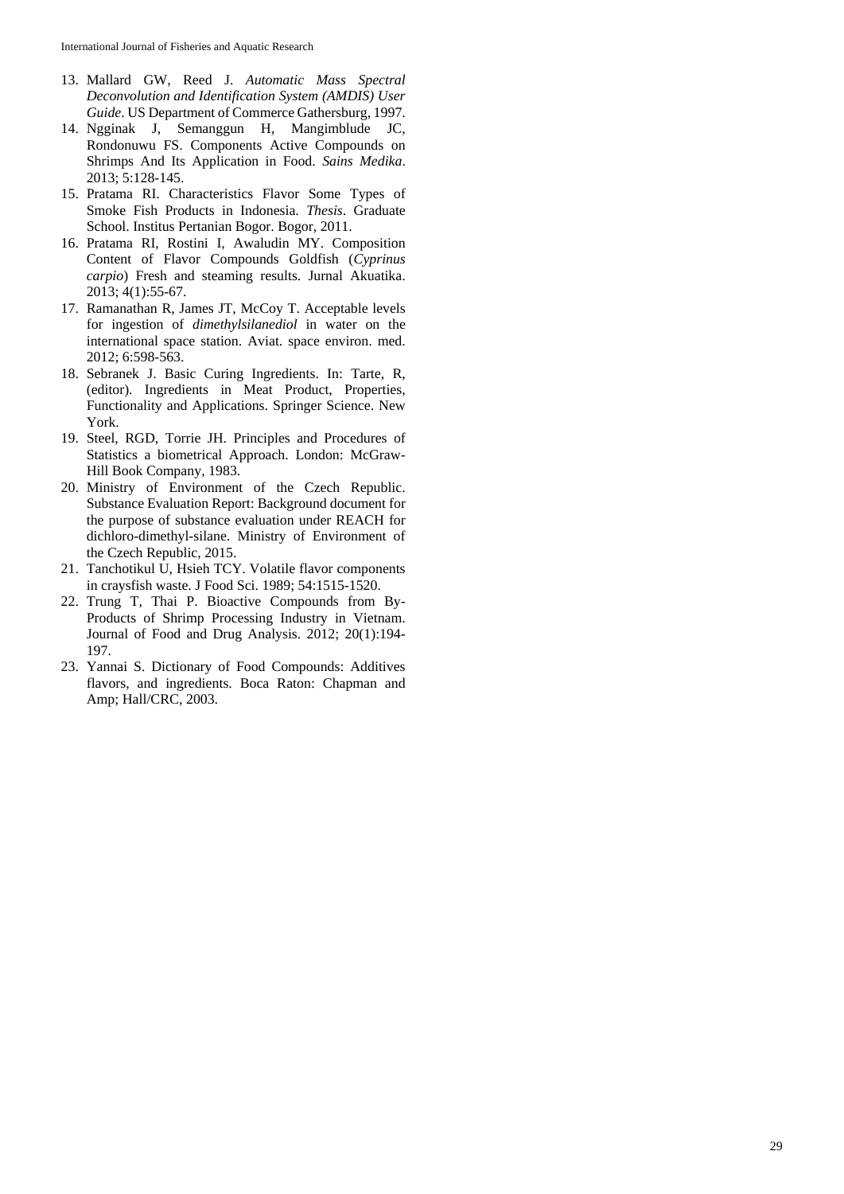13. Mallard GW, Reed J. *Automatic Mass Spectral Deconvolution and Identification System (AMDIS) User Guide*. US Department of Commerce Gathersburg, 1997.
14. Ngginak J, Semanggun H, Mangimblude JC, Rondonuwu FS. Components Active Compounds on Shrimps And Its Application in Food. *Sains Medika*. 2013; 5:128-145.
15. Pratama RI. Characteristics Flavor Some Types of Smoke Fish Products in Indonesia. *Thesis*. Graduate School. Institus Pertanian Bogor. Bogor, 2011.
16. Pratama RI, Rostini I, Awaludin MY. Composition Content of Flavor Compounds Goldfish (*Cyprinus carpio*) Fresh and steaming results. Jurnal Akuatika. 2013; 4(1):55-67.
17. Ramanathan R, James JT, McCoy T. Acceptable levels for ingestion of *dimethylsilanediol* in water on the international space station. Aviat. space environ. med. 2012; 6:598-563.
18. Sebranek J. Basic Curing Ingredients. In: Tarte, R, (editor). Ingredients in Meat Product, Properties, Functionality and Applications. Springer Science. New York.
19. Steel, RGD, Torrie JH. Principles and Procedures of Statistics a biometrical Approach. London: McGraw-Hill Book Company, 1983.
20. Ministry of Environment of the Czech Republic. Substance Evaluation Report: Background document for the purpose of substance evaluation under REACH for dichloro-dimethyl-silane. Ministry of Environment of the Czech Republic, 2015.
21. Tanchotikul U, Hsieh TCY. Volatile flavor components in craysfish waste. J Food Sci. 1989; 54:1515-1520.
22. Trung T, Thai P. Bioactive Compounds from By-Products of Shrimp Processing Industry in Vietnam. Journal of Food and Drug Analysis. 2012; 20(1):194-197.
23. Yannai S. Dictionary of Food Compounds: Additives flavors, and ingredients. Boca Raton: Chapman and Amp; Hall/CRC, 2003.